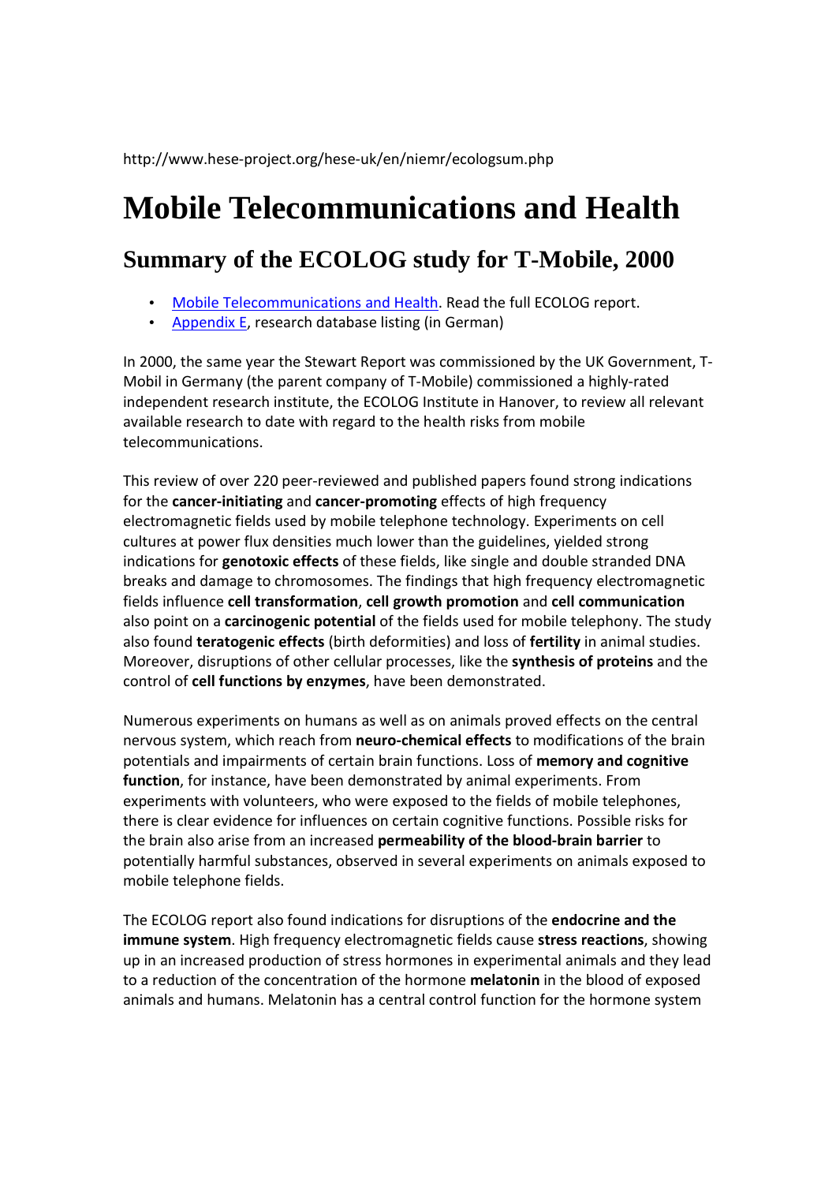http://www.hese-project.org/hese-uk/en/niemr/ecologsum.php

# Mobile Telecommunications and Health

## Summary of the ECOLOG study for T-Mobile, 2000

- Mobile Telecommunications and Health. Read the full ECOLOG report.
- Appendix E, research database listing (in German)

In 2000, the same year the Stewart Report was commissioned by the UK Government, T-Mobil in Germany (the parent company of T-Mobile) commissioned a highly-rated independent research institute, the ECOLOG Institute in Hanover, to review all relevant available research to date with regard to the health risks from mobile telecommunications.

This review of over 220 peer-reviewed and published papers found strong indications for the **cancer-initiating** and **cancer-promoting** effects of high frequency electromagnetic fields used by mobile telephone technology. Experiments on cell cultures at power flux densities much lower than the guidelines, yielded strong indications for **genotoxic effects** of these fields, like single and double stranded DNA breaks and damage to chromosomes. The findings that high frequency electromagnetic fields influence **cell transformation**, **cell growth promotion** and **cell communication** also point on a **carcinogenic potential** of the fields used for mobile telephony. The study also found **teratogenic effects** (birth deformities) and loss of **fertility** in animal studies. Moreover, disruptions of other cellular processes, like the **synthesis of proteins** and the control of **cell functions by enzymes**, have been demonstrated.

Numerous experiments on humans as well as on animals proved effects on the central nervous system, which reach from **neuro-chemical effects** to modifications of the brain potentials and impairments of certain brain functions. Loss of **memory and cognitive function**, for instance, have been demonstrated by animal experiments. From experiments with volunteers, who were exposed to the fields of mobile telephones, there is clear evidence for influences on certain cognitive functions. Possible risks for the brain also arise from an increased **permeability of the blood-brain barrier** to potentially harmful substances, observed in several experiments on animals exposed to mobile telephone fields.

The ECOLOG report also found indications for disruptions of the **endocrine and the immune system**. High frequency electromagnetic fields cause **stress reactions**, showing up in an increased production of stress hormones in experimental animals and they lead to a reduction of the concentration of the hormone **melatonin** in the blood of exposed animals and humans. Melatonin has a central control function for the hormone system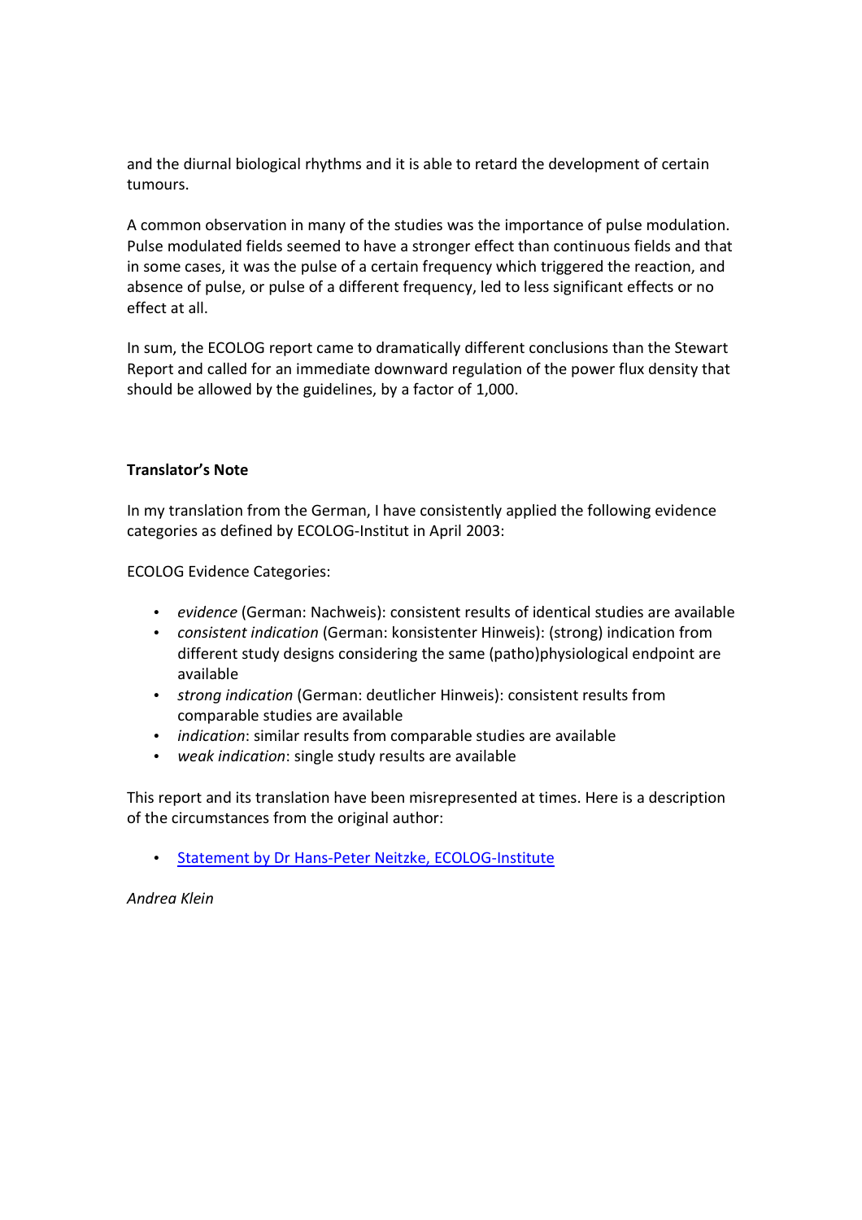and the diurnal biological rhythms and it is able to retard the development of certain tumours.

A common observation in many of the studies was the importance of pulse modulation. Pulse modulated fields seemed to have a stronger effect than continuous fields and that in some cases, it was the pulse of a certain frequency which triggered the reaction, and absence of pulse, or pulse of a different frequency, led to less significant effects or no effect at all.

In sum, the ECOLOG report came to dramatically different conclusions than the Stewart Report and called for an immediate downward regulation of the power flux density that should be allowed by the guidelines, by a factor of 1,000.

**Translator's Note**

In my translation from the German, I have consistently applied the following evidence categories as defined by ECOLOG-Institut in April 2003:

ECOLOG Evidence Categories:

- *evidence* (German: Nachweis): consistent results of identical studies are available
- *consistent indication* (German: konsistenter Hinweis): (strong) indication from different study designs considering the same (patho)physiological endpoint are available
- *strong indication* (German: deutlicher Hinweis): consistent results from comparable studies are available
- *indication*: similar results from comparable studies are available
- *weak indication*: single study results are available

This report and its translation have been misrepresented at times. Here is a description of the circumstances from the original author:

- Statement by Dr Hans-Peter Neitzke, ECOLOG-Institute

*Andrea Klein*